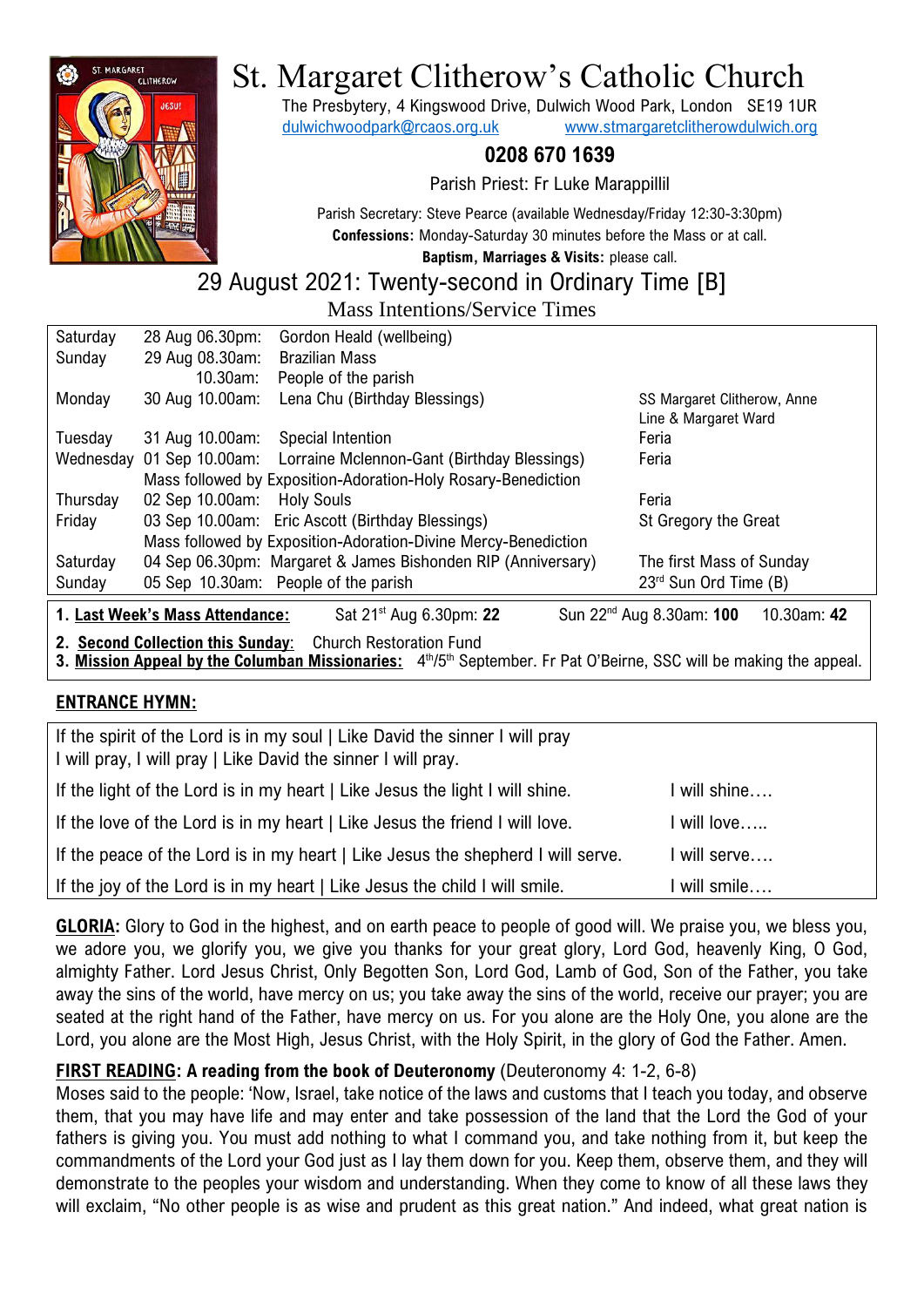# St. Margaret Clitherow's Catholic Church

The Presbytery, 4 Kingswood Drive, Dulwich Wood Park, London SE19 1UR
dulwichwoodpark@rcaos.org.uk www.stmargaretclitherowdulwich.org

**0208 670 1639**

Parish Priest: Fr Luke Marappillil

Parish Secretary: Steve Pearce (available Wednesday/Friday 12:30-3:30pm)
**Confessions:** Monday-Saturday 30 minutes before the Mass or at call.
**Baptism, Marriages & Visits:** please call.

## 29 August 2021: Twenty-second in Ordinary Time [B]

### Mass Intentions/Service Times

| | | | |
|---|---|---|---|
| Saturday | 28 Aug 06.30pm: | Gordon Heald (wellbeing) | |
| Sunday | 29 Aug 08.30am: | Brazilian Mass | |
| | 10.30am: | People of the parish | |
| Monday | 30 Aug 10.00am: | Lena Chu (Birthday Blessings) | SS Margaret Clitherow, Anne Line & Margaret Ward |
| Tuesday | 31 Aug 10.00am: | Special Intention | Feria |
| Wednesday | 01 Sep 10.00am: | Lorraine Mclennon-Gant (Birthday Blessings) | Feria |
| | Mass followed by Exposition-Adoration-Holy Rosary-Benediction | | |
| Thursday | 02 Sep 10.00am: | Holy Souls | Feria |
| Friday | 03 Sep 10.00am: | Eric Ascott (Birthday Blessings) | St Gregory the Great |
| | Mass followed by Exposition-Adoration-Divine Mercy-Benediction | | |
| Saturday | 04 Sep 06.30pm: | Margaret & James Bishonden RIP (Anniversary) | The first Mass of Sunday |
| Sunday | 05 Sep 10.30am: | People of the parish | 23rd Sun Ord Time (B) |

1. **Last Week's Mass Attendance:** Sat 21st Aug 6.30pm: **22** Sun 22nd Aug 8.30am: **100** 10.30am: **42**
2. **Second Collection this Sunday**: Church Restoration Fund
3. **Mission Appeal by the Columban Missionaries:** 4th/5th September. Fr Pat O'Beirne, SSC will be making the appeal.

**ENTRANCE HYMN:**

If the spirit of the Lord is in my soul | Like David the sinner I will pray
I will pray, I will pray | Like David the sinner I will pray.

If the light of the Lord is in my heart | Like Jesus the light I will shine. I will shine….

If the love of the Lord is in my heart | Like Jesus the friend I will love. I will love…..

If the peace of the Lord is in my heart | Like Jesus the shepherd I will serve. I will serve….

If the joy of the Lord is in my heart | Like Jesus the child I will smile. I will smile….

**GLORIA:** Glory to God in the highest, and on earth peace to people of good will. We praise you, we bless you, we adore you, we glorify you, we give you thanks for your great glory, Lord God, heavenly King, O God, almighty Father. Lord Jesus Christ, Only Begotten Son, Lord God, Lamb of God, Son of the Father, you take away the sins of the world, have mercy on us; you take away the sins of the world, receive our prayer; you are seated at the right hand of the Father, have mercy on us. For you alone are the Holy One, you alone are the Lord, you alone are the Most High, Jesus Christ, with the Holy Spirit, in the glory of God the Father. Amen.

**FIRST READING: A reading from the book of Deuteronomy** (Deuteronomy 4: 1-2, 6-8)
Moses said to the people: 'Now, Israel, take notice of the laws and customs that I teach you today, and observe them, that you may have life and may enter and take possession of the land that the Lord the God of your fathers is giving you. You must add nothing to what I command you, and take nothing from it, but keep the commandments of the Lord your God just as I lay them down for you. Keep them, observe them, and they will demonstrate to the peoples your wisdom and understanding. When they come to know of all these laws they will exclaim, "No other people is as wise and prudent as this great nation." And indeed, what great nation is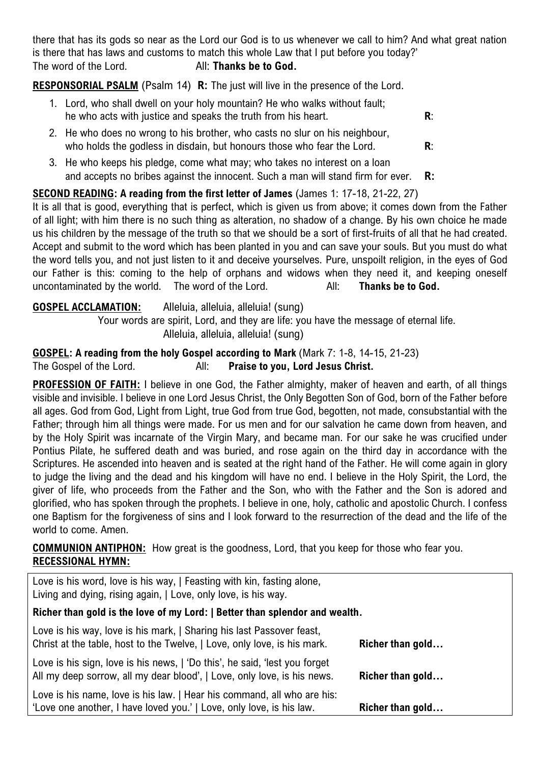there that has its gods so near as the Lord our God is to us whenever we call to him? And what great nation is there that has laws and customs to match this whole Law that I put before you today?'
The word of the Lord. All: **Thanks be to God.**

**RESPONSORIAL PSALM** (Psalm 14) **R:** The just will live in the presence of the Lord.

1. Lord, who shall dwell on your holy mountain? He who walks without fault; he who acts with justice and speaks the truth from his heart. **R**:
2. He who does no wrong to his brother, who casts no slur on his neighbour, who holds the godless in disdain, but honours those who fear the Lord. **R**:
3. He who keeps his pledge, come what may; who takes no interest on a loan and accepts no bribes against the innocent. Such a man will stand firm for ever. **R:**

**SECOND READING: A reading from the first letter of James** (James 1: 17-18, 21-22, 27)
It is all that is good, everything that is perfect, which is given us from above; it comes down from the Father of all light; with him there is no such thing as alteration, no shadow of a change. By his own choice he made us his children by the message of the truth so that we should be a sort of first-fruits of all that he had created. Accept and submit to the word which has been planted in you and can save your souls. But you must do what the word tells you, and not just listen to it and deceive yourselves. Pure, unspoilt religion, in the eyes of God our Father is this: coming to the help of orphans and widows when they need it, and keeping oneself uncontaminated by the world. The word of the Lord. All: **Thanks be to God.**

**GOSPEL ACCLAMATION:** Alleluia, alleluia, alleluia! (sung)
Your words are spirit, Lord, and they are life: you have the message of eternal life.
Alleluia, alleluia, alleluia! (sung)

**GOSPEL: A reading from the holy Gospel according to Mark** (Mark 7: 1-8, 14-15, 21-23)
The Gospel of the Lord. All: **Praise to you, Lord Jesus Christ.**

**PROFESSION OF FAITH:** I believe in one God, the Father almighty, maker of heaven and earth, of all things visible and invisible. I believe in one Lord Jesus Christ, the Only Begotten Son of God, born of the Father before all ages. God from God, Light from Light, true God from true God, begotten, not made, consubstantial with the Father; through him all things were made. For us men and for our salvation he came down from heaven, and by the Holy Spirit was incarnate of the Virgin Mary, and became man. For our sake he was crucified under Pontius Pilate, he suffered death and was buried, and rose again on the third day in accordance with the Scriptures. He ascended into heaven and is seated at the right hand of the Father. He will come again in glory to judge the living and the dead and his kingdom will have no end. I believe in the Holy Spirit, the Lord, the giver of life, who proceeds from the Father and the Son, who with the Father and the Son is adored and glorified, who has spoken through the prophets. I believe in one, holy, catholic and apostolic Church. I confess one Baptism for the forgiveness of sins and I look forward to the resurrection of the dead and the life of the world to come. Amen.

**COMMUNION ANTIPHON:** How great is the goodness, Lord, that you keep for those who fear you.

**RECESSIONAL HYMN:**

Love is his word, love is his way, | Feasting with kin, fasting alone,
Living and dying, rising again, | Love, only love, is his way.

**Richer than gold is the love of my Lord: | Better than splendor and wealth.**

Love is his way, love is his mark, | Sharing his last Passover feast,
Christ at the table, host to the Twelve, | Love, only love, is his mark. **Richer than gold…**

Love is his sign, love is his news, | 'Do this', he said, 'lest you forget
All my deep sorrow, all my dear blood', | Love, only love, is his news. **Richer than gold…**

Love is his name, love is his law. | Hear his command, all who are his:
'Love one another, I have loved you.' | Love, only love, is his law. **Richer than gold…**